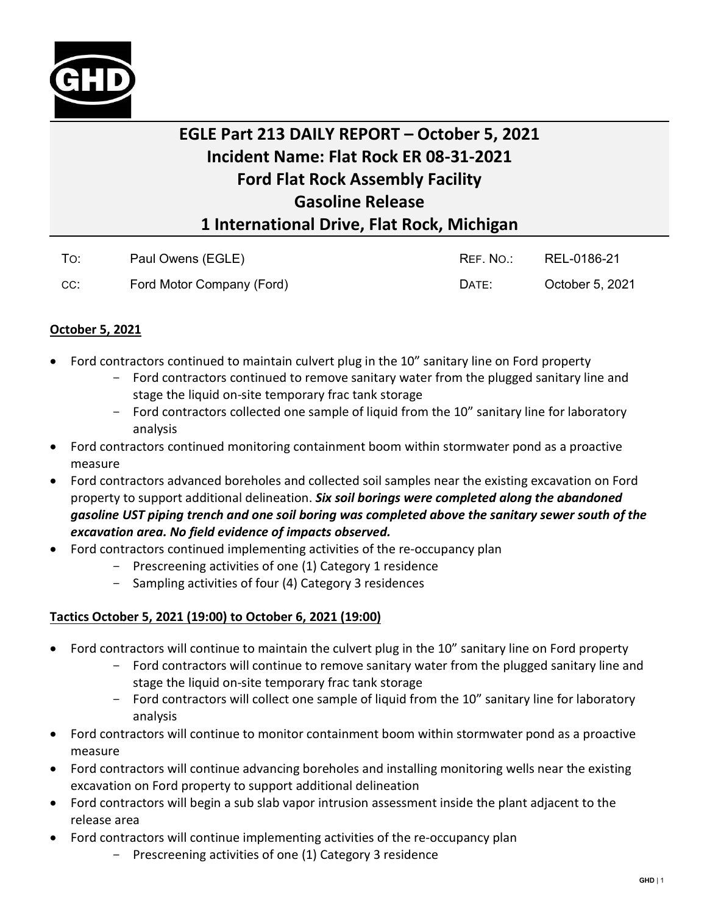# EGLE Part 213 DAILY REPORT – October 5, 2021
# Incident Name: Flat Rock ER 08-31-2021
# Ford Flat Rock Assembly Facility
# Gasoline Release
# 1 International Drive, Flat Rock, Michigan

| | | | |
|---|---|---|---|
| To: | Paul Owens (EGLE) | Ref. No.: | REL-0186-21 |
| cc: | Ford Motor Company (Ford) | Date: | October 5, 2021 |

**October 5, 2021**

- Ford contractors continued to maintain culvert plug in the 10" sanitary line on Ford property
  - Ford contractors continued to remove sanitary water from the plugged sanitary line and stage the liquid on-site temporary frac tank storage
  - Ford contractors collected one sample of liquid from the 10" sanitary line for laboratory analysis
- Ford contractors continued monitoring containment boom within stormwater pond as a proactive measure
- Ford contractors advanced boreholes and collected soil samples near the existing excavation on Ford property to support additional delineation. ***Six soil borings were completed along the abandoned gasoline UST piping trench and one soil boring was completed above the sanitary sewer south of the excavation area. No field evidence of impacts observed.***
- Ford contractors continued implementing activities of the re-occupancy plan
  - Prescreening activities of one (1) Category 1 residence
  - Sampling activities of four (4) Category 3 residences

**Tactics October 5, 2021 (19:00) to October 6, 2021 (19:00)**

- Ford contractors will continue to maintain the culvert plug in the 10" sanitary line on Ford property
  - Ford contractors will continue to remove sanitary water from the plugged sanitary line and stage the liquid on-site temporary frac tank storage
  - Ford contractors will collect one sample of liquid from the 10" sanitary line for laboratory analysis
- Ford contractors will continue to monitor containment boom within stormwater pond as a proactive measure
- Ford contractors will continue advancing boreholes and installing monitoring wells near the existing excavation on Ford property to support additional delineation
- Ford contractors will begin a sub slab vapor intrusion assessment inside the plant adjacent to the release area
- Ford contractors will continue implementing activities of the re-occupancy plan
  - Prescreening activities of one (1) Category 3 residence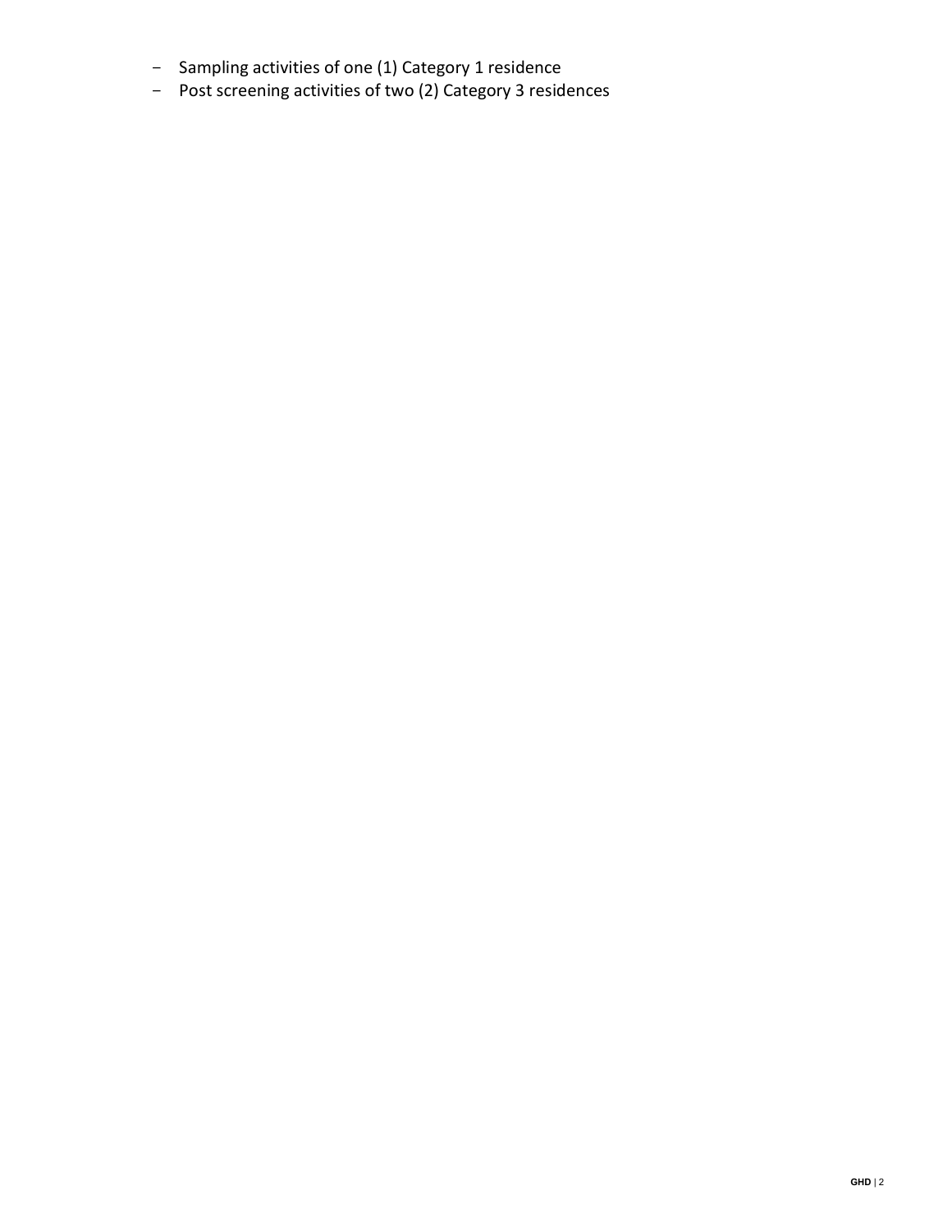- Sampling activities of one (1) Category 1 residence
- Post screening activities of two (2) Category 3 residences